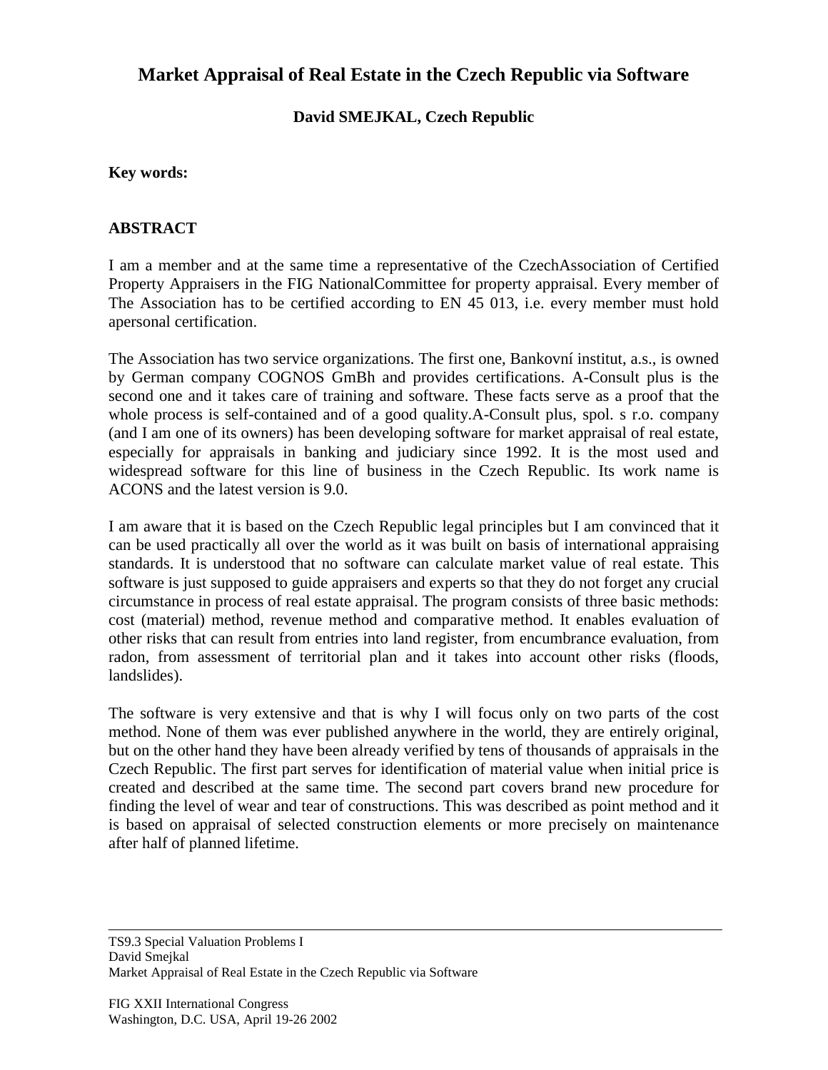# Market Appraisal of Real Estate in the Czech Republic via Software

**David SMEJKAL, Czech Republic**

**Key words:**

## ABSTRACT

I am a member and at the same time a representative of the CzechAssociation of Certified Property Appraisers in the FIG NationalCommittee for property appraisal. Every member of The Association has to be certified according to EN 45 013, i.e. every member must hold apersonal certification.

The Association has two service organizations. The first one, Bankovní institut, a.s., is owned by German company COGNOS GmBh and provides certifications. A-Consult plus is the second one and it takes care of training and software. These facts serve as a proof that the whole process is self-contained and of a good quality.A-Consult plus, spol. s r.o. company (and I am one of its owners) has been developing software for market appraisal of real estate, especially for appraisals in banking and judiciary since 1992. It is the most used and widespread software for this line of business in the Czech Republic. Its work name is ACONS and the latest version is 9.0.

I am aware that it is based on the Czech Republic legal principles but I am convinced that it can be used practically all over the world as it was built on basis of international appraising standards. It is understood that no software can calculate market value of real estate. This software is just supposed to guide appraisers and experts so that they do not forget any crucial circumstance in process of real estate appraisal. The program consists of three basic methods: cost (material) method, revenue method and comparative method. It enables evaluation of other risks that can result from entries into land register, from encumbrance evaluation, from radon, from assessment of territorial plan and it takes into account other risks (floods, landslides).

The software is very extensive and that is why I will focus only on two parts of the cost method. None of them was ever published anywhere in the world, they are entirely original, but on the other hand they have been already verified by tens of thousands of appraisals in the Czech Republic. The first part serves for identification of material value when initial price is created and described at the same time. The second part covers brand new procedure for finding the level of wear and tear of constructions. This was described as point method and it is based on appraisal of selected construction elements or more precisely on maintenance after half of planned lifetime.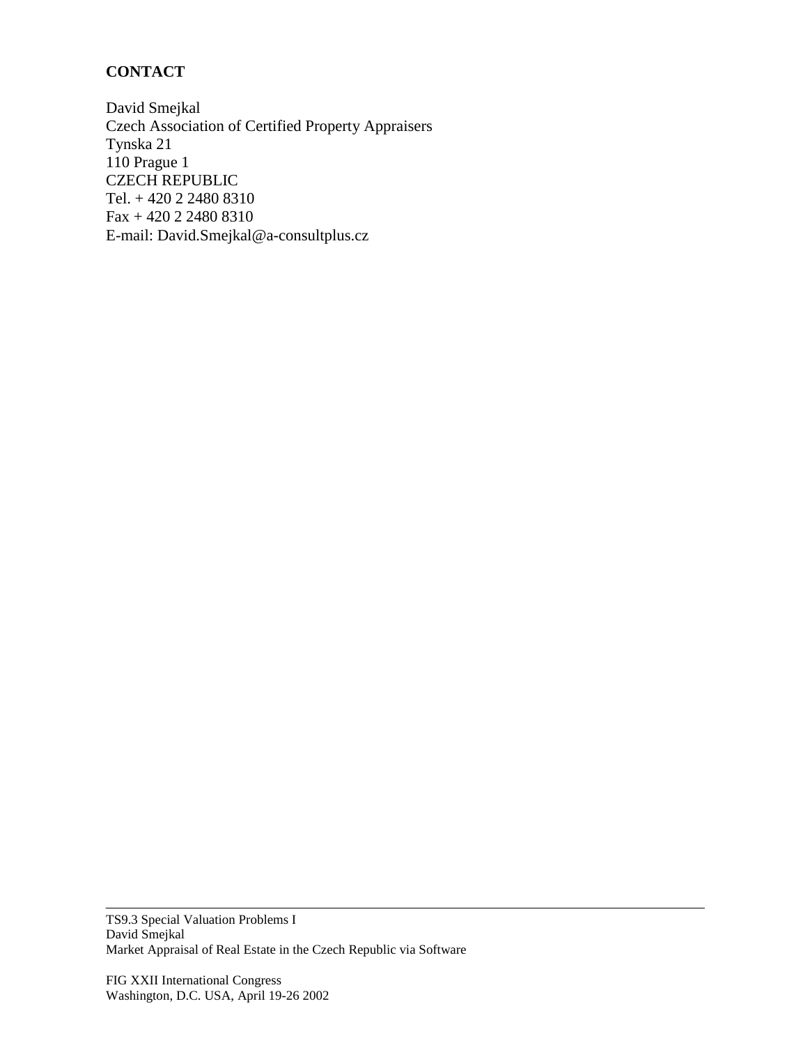**CONTACT**

David Smejkal
Czech Association of Certified Property Appraisers
Tynska 21
110 Prague 1
CZECH REPUBLIC
Tel. + 420 2 2480 8310
Fax + 420 2 2480 8310
E-mail: David.Smejkal@a-consultplus.cz